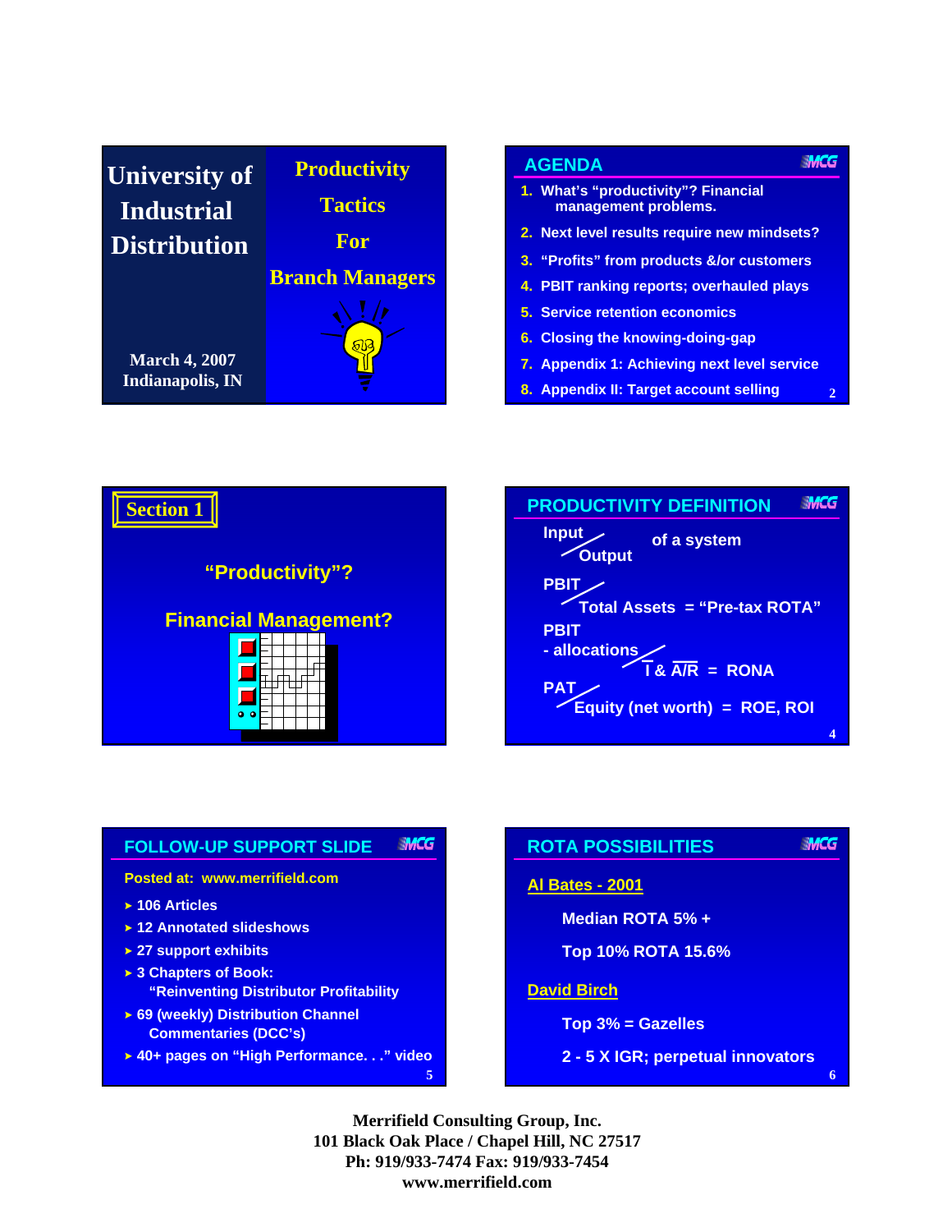## University of Industrial Distribution

**Productivity Tactics For Branch Managers**

March 4, 2007
Indianapolis, IN

## AGENDA

1. What's "productivity"? Financial management problems.
2. Next level results require new mindsets?
3. "Profits" from products &/or customers
4. PBIT ranking reports; overhauled plays
5. Service retention economics
6. Closing the knowing-doing-gap
7. Appendix 1: Achieving next level service
8. Appendix II: Target account selling

## Section 1

**"Productivity"?**

**Financial Management?**

## PRODUCTIVITY DEFINITION

Input / Output of a system

PBIT / Total Assets = "Pre-tax ROTA"

PBIT - allocations / $\overline{I}$ & $\overline{A/R}$ = RONA

PAT / Equity (net worth) = ROE, ROI

## FOLLOW-UP SUPPORT SLIDE

Posted at: www.merrifield.com

- 106 Articles
- 12 Annotated slideshows
- 27 support exhibits
- 3 Chapters of Book: "Reinventing Distributor Profitability
- 69 (weekly) Distribution Channel Commentaries (DCC's)
- 40+ pages on "High Performance. . ." video

## ROTA POSSIBILITIES

**Al Bates - 2001**

Median ROTA 5% +

Top 10% ROTA 15.6%

**David Birch**

Top 3% = Gazelles

2 - 5 X IGR; perpetual innovators

Merrifield Consulting Group, Inc.
101 Black Oak Place / Chapel Hill, NC 27517
Ph: 919/933-7474 Fax: 919/933-7454
www.merrifield.com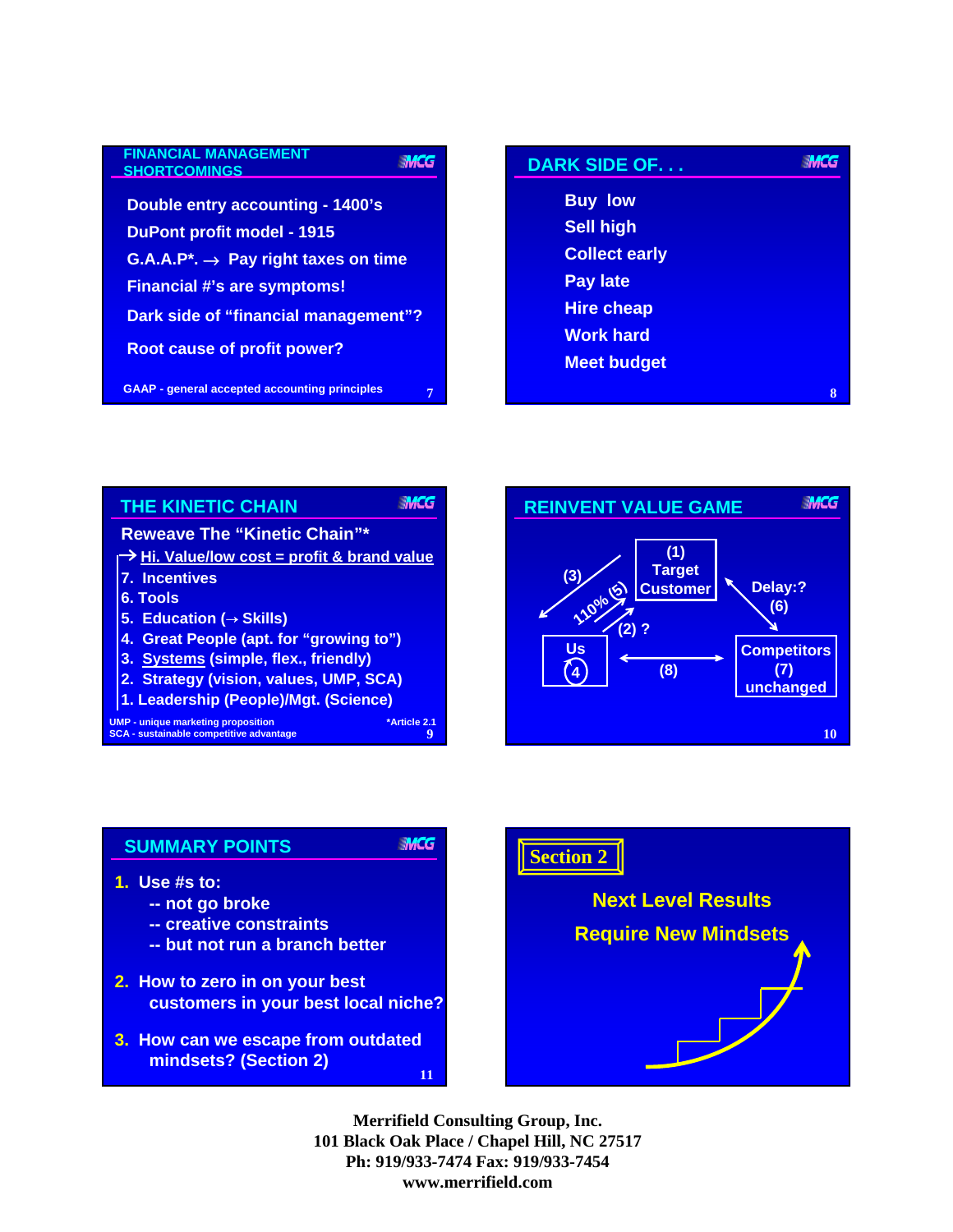## FINANCIAL MANAGEMENT SHORTCOMINGS

Double entry accounting - 1400's

DuPont profit model - 1915

G.A.A.P*. → Pay right taxes on time

Financial #'s are symptoms!

Dark side of "financial management"?

Root cause of profit power?

GAAP - general accepted accounting principles

## DARK SIDE OF. . .

Buy low

Sell high

Collect early

Pay late

Hire cheap

Work hard

Meet budget

## THE KINETIC CHAIN

Reweave The "Kinetic Chain"*

→ Hi. Value/low cost = profit & brand value

7. Incentives
6. Tools
5. Education (→ Skills)
4. Great People (apt. for "growing to")
3. Systems (simple, flex., friendly)
2. Strategy (vision, values, UMP, SCA)
1. Leadership (People)/Mgt. (Science)

UMP - unique marketing proposition

SCA - sustainable competitive advantage

*Article 2.1

## REINVENT VALUE GAME

(1) Target Customer

(3)

110% (5)

(2) ?

Delay:? (6)

Us (4)

(8)

Competitors (7) unchanged

## SUMMARY POINTS

1. Use #s to:
   - -- not go broke
   - -- creative constraints
   - -- but not run a branch better
2. How to zero in on your best customers in your best local niche?
3. How can we escape from outdated mindsets? (Section 2)

## Section 2

Next Level Results

Require New Mindsets

**Merrifield Consulting Group, Inc.**
**101 Black Oak Place / Chapel Hill, NC 27517**
**Ph: 919/933-7474 Fax: 919/933-7454**
**www.merrifield.com**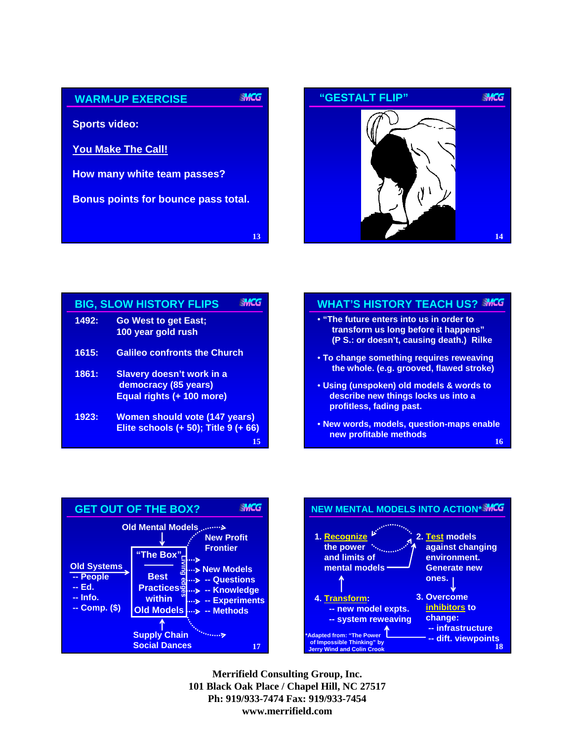## WARM-UP EXERCISE

Sports video:

You Make The Call!

How many white team passes?

Bonus points for bounce pass total.

## "GESTALT FLIP"

## BIG, SLOW HISTORY FLIPS

| | |
|---|---|
| 1492: | Go West to get East; 100 year gold rush |
| 1615: | Galileo confronts the Church |
| 1861: | Slavery doesn't work in a democracy (85 years) Equal rights (+ 100 more) |
| 1923: | Women should vote (147 years) Elite schools (+ 50); Title 9 (+ 66) |

## WHAT'S HISTORY TEACH US?

- "The future enters into us in order to transform us long before it happens" (P S.: or doesn't, causing death.) Rilke
- To change something requires reweaving the whole. (e.g. grooved, flawed stroke)
- Using (unspoken) old models & words to describe new things locks us into a profitless, fading past.
- New words, models, question-maps enable new profitable methods

## GET OUT OF THE BOX?

Old Mental Models → New Profit Frontier

Old Systems
- -- People
- -- Ed.
- -- Info.
- -- Comp. ($)

"The Box" — Best Practices within Old Models (Living edges)

New Models
- -- Questions
- -- Knowledge
- -- Experiments
- -- Methods

Supply Chain Social Dances

## NEW MENTAL MODELS INTO ACTION*

1. Recognize the power and limits of mental models
2. Test models against changing environment. Generate new ones.
3. Overcome inhibitors to change:
   - -- infrastructure
   - -- dift. viewpoints
4. Transform:
   - -- new model expts.
   - -- system reweaving

*Adapted from: "The Power of Impossible Thinking" by Jerry Wind and Colin Crook

**Merrifield Consulting Group, Inc.**
**101 Black Oak Place / Chapel Hill, NC 27517**
**Ph: 919/933-7474 Fax: 919/933-7454**
**www.merrifield.com**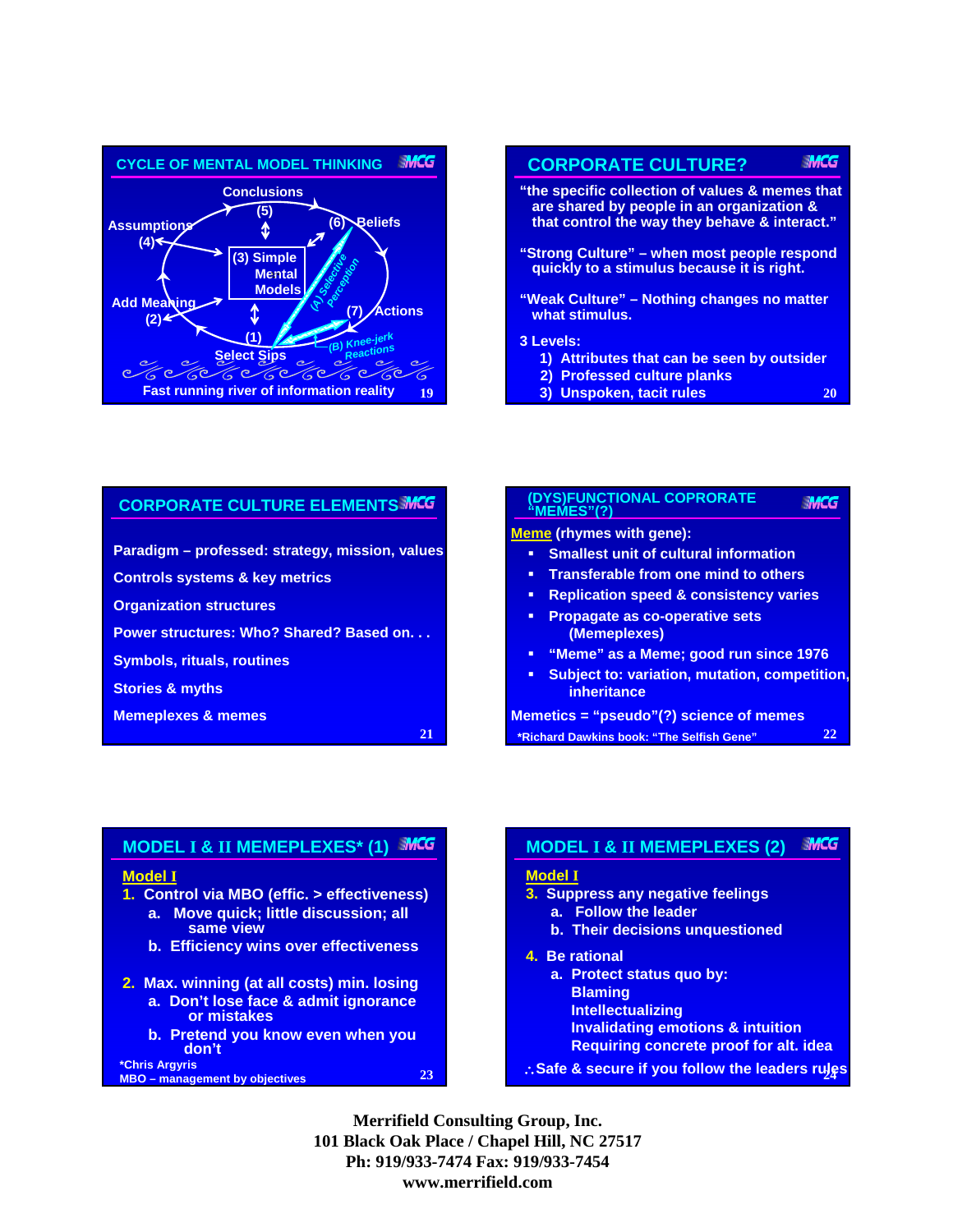## CYCLE OF MENTAL MODEL THINKING

Conclusions (5)

Assumptions (4)

(6) Beliefs

(3) Simple Mental Models

(A) Selective Perception

Add Meaning (2)

(7) Actions

(1) Select Sips

(B) Knee-jerk Reactions

Fast running river of information reality

## CORPORATE CULTURE?

"the specific collection of values & memes that are shared by people in an organization & that control the way they behave & interact."

"Strong Culture" – when most people respond quickly to a stimulus because it is right.

"Weak Culture" – Nothing changes no matter what stimulus.

3 Levels:

1) Attributes that can be seen by outsider
2) Professed culture planks
3) Unspoken, tacit rules

## CORPORATE CULTURE ELEMENTS

Paradigm – professed: strategy, mission, values

Controls systems & key metrics

Organization structures

Power structures: Who? Shared? Based on. . .

Symbols, rituals, routines

Stories & myths

Memeplexes & memes

## (DYS)FUNCTIONAL COPRORATE "MEMES"(?)

Meme (rhymes with gene):

- Smallest unit of cultural information
- Transferable from one mind to others
- Replication speed & consistency varies
- Propagate as co-operative sets (Memeplexes)
- "Meme" as a Meme; good run since 1976
- Subject to: variation, mutation, competition, inheritance

Memetics = "pseudo"(?) science of memes

*Richard Dawkins book: "The Selfish Gene"

## MODEL I & II MEMEPLEXES* (1)

**Model I**

1. Control via MBO (effic. > effectiveness)
   a. Move quick; little discussion; all same view
   b. Efficiency wins over effectiveness
2. Max. winning (at all costs) min. losing
   a. Don't lose face & admit ignorance or mistakes
   b. Pretend you know even when you don't

*Chris Argyris
MBO – management by objectives

## MODEL I & II MEMEPLEXES (2)

**Model I**

3. Suppress any negative feelings
   a. Follow the leader
   b. Their decisions unquestioned
4. Be rational
   a. Protect status quo by:
      Blaming
      Intellectualizing
      Invalidating emotions & intuition
      Requiring concrete proof for alt. idea

∴Safe & secure if you follow the leaders rules

**Merrifield Consulting Group, Inc.**
**101 Black Oak Place / Chapel Hill, NC 27517**
**Ph: 919/933-7474 Fax: 919/933-7454**
**www.merrifield.com**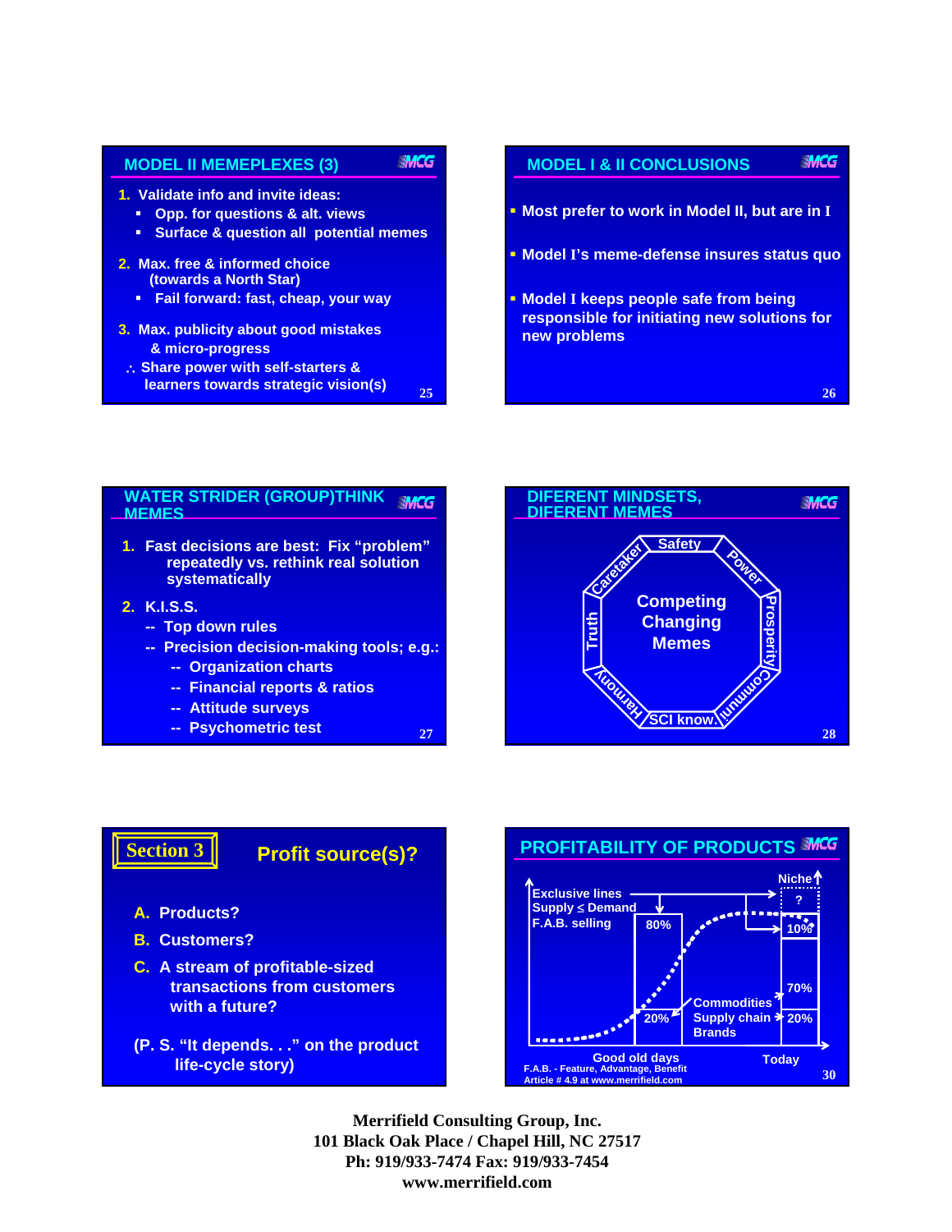## MODEL II MEMEPLEXES (3)

1. Validate info and invite ideas:
   - Opp. for questions & alt. views
   - Surface & question all potential memes
2. Max. free & informed choice (towards a North Star)
   - Fail forward: fast, cheap, your way
3. Max. publicity about good mistakes & micro-progress

∴ Share power with self-starters & learners towards strategic vision(s)

## MODEL I & II CONCLUSIONS

- Most prefer to work in Model II, but are in I
- Model I's meme-defense insures status quo
- Model I keeps people safe from being responsible for initiating new solutions for new problems

## WATER STRIDER (GROUP)THINK MEMES

1. Fast decisions are best: Fix "problem" repeatedly vs. rethink real solution systematically
2. K.I.S.S.
   - -- Top down rules
   - -- Precision decision-making tools; e.g.:
     - -- Organization charts
     - -- Financial reports & ratios
     - -- Attitude surveys
     - -- Psychometric test

## DIFERENT MINDSETS, DIFERENT MEMES

Safety, Power, Prosperity, Communi, SCI know, Harmony, Truth, Caretaker

Competing Changing Memes

## Section 3 — Profit source(s)?

A. Products?

B. Customers?

C. A stream of profitable-sized transactions from customers with a future?

(P. S. "It depends. . ." on the product life-cycle story)

## PROFITABILITY OF PRODUCTS

Exclusive lines
Supply ≤ Demand
F.A.B. selling

Niche: ?, 10%

80%, 20%

Commodities
Supply chain
Brands

70%, 20%

Good old days — Today

F.A.B. - Feature, Advantage, Benefit
Article # 4.9 at www.merrifield.com

**Merrifield Consulting Group, Inc.**
**101 Black Oak Place / Chapel Hill, NC 27517**
**Ph: 919/933-7474 Fax: 919/933-7454**
**www.merrifield.com**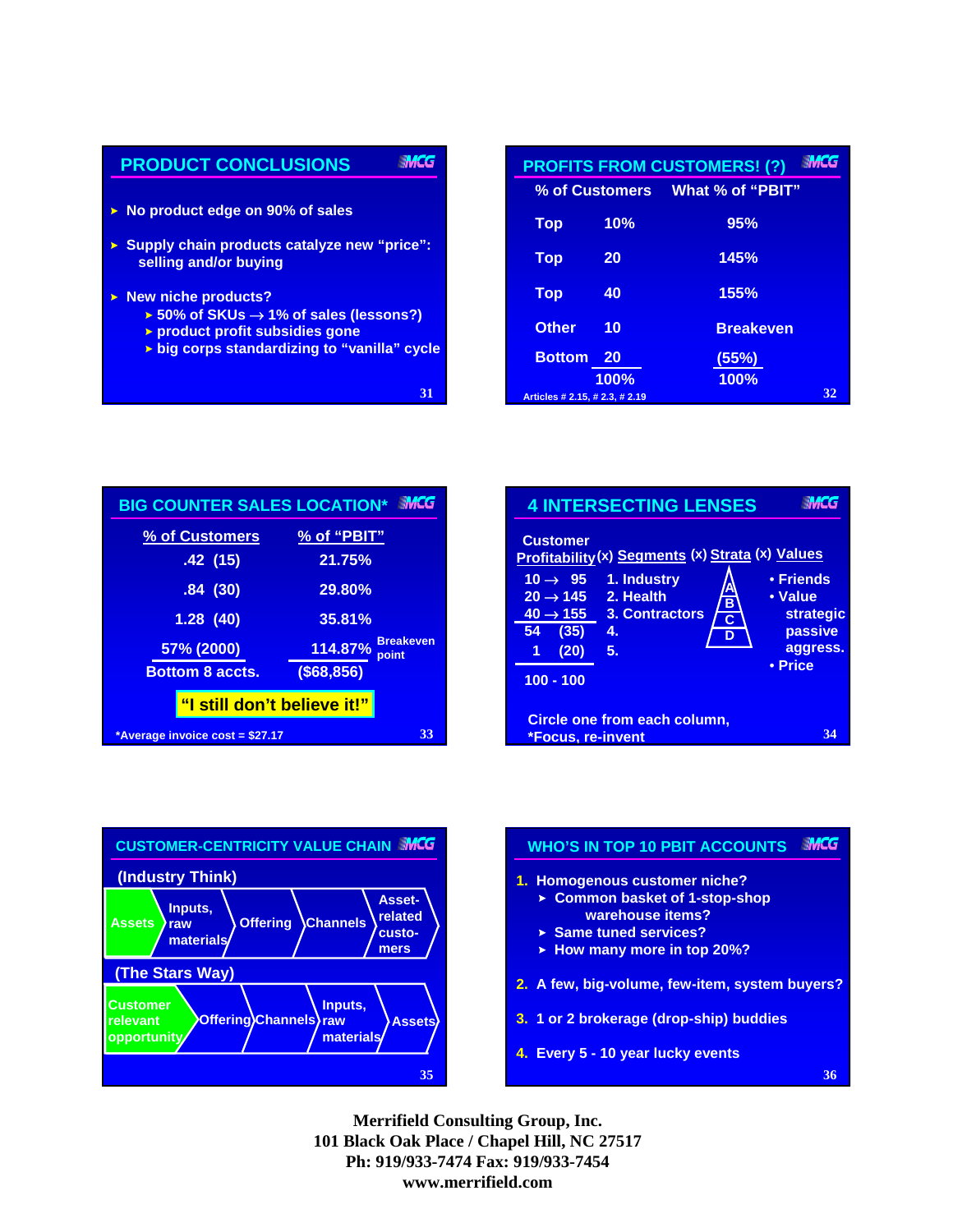## PRODUCT CONCLUSIONS

- No product edge on 90% of sales
- Supply chain products catalyze new "price": selling and/or buying
- New niche products?
  - 50% of SKUs → 1% of sales (lessons?)
  - product profit subsidies gone
  - big corps standardizing to "vanilla" cycle

## PROFITS FROM CUSTOMERS! (?)

| % of Customers | | What % of "PBIT" |
|---|---|---|
| Top | 10% | 95% |
| Top | 20 | 145% |
| Top | 40 | 155% |
| Other | 10 | Breakeven |
| Bottom | 20 | (55%) |
| | 100% | 100% |

Articles # 2.15, # 2.3, # 2.19

## BIG COUNTER SALES LOCATION*

| % of Customers | % of "PBIT" |
|---|---|
| .42 (15) | 21.75% |
| .84 (30) | 29.80% |
| 1.28 (40) | 35.81% |
| 57% (2000) | 114.87% Breakeven point |
| Bottom 8 accts. | ($68,856) |

**"I still don't believe it!"**

*Average invoice cost = $27.17

## 4 INTERSECTING LENSES

| Customer Profitability | (x) Segments | (x) Strata | (x) Values |
|---|---|---|---|
| 10 → 95 | 1. Industry | A | • Friends |
| 20 → 145 | 2. Health | B | • Value strategic passive aggress. |
| 40 → 155 | 3. Contractors | C | |
| 54 (35) | 4. | D | |
| 1 (20) | 5. | | • Price |
| 100 - 100 | | | |

Circle one from each column,
*Focus, re-invent

## CUSTOMER-CENTRICITY VALUE CHAIN

(Industry Think)

Assets → Inputs, raw materials → Offering → Channels → Asset-related customers

(The Stars Way)

Customer relevant opportunity → Offering → Channels → Inputs, raw materials → Assets

## WHO'S IN TOP 10 PBIT ACCOUNTS

1. Homogenous customer niche?
   - Common basket of 1-stop-shop warehouse items?
   - Same tuned services?
   - How many more in top 20%?
2. A few, big-volume, few-item, system buyers?
3. 1 or 2 brokerage (drop-ship) buddies
4. Every 5 - 10 year lucky events

**Merrifield Consulting Group, Inc.**
**101 Black Oak Place / Chapel Hill, NC 27517**
**Ph: 919/933-7474 Fax: 919/933-7454**
**www.merrifield.com**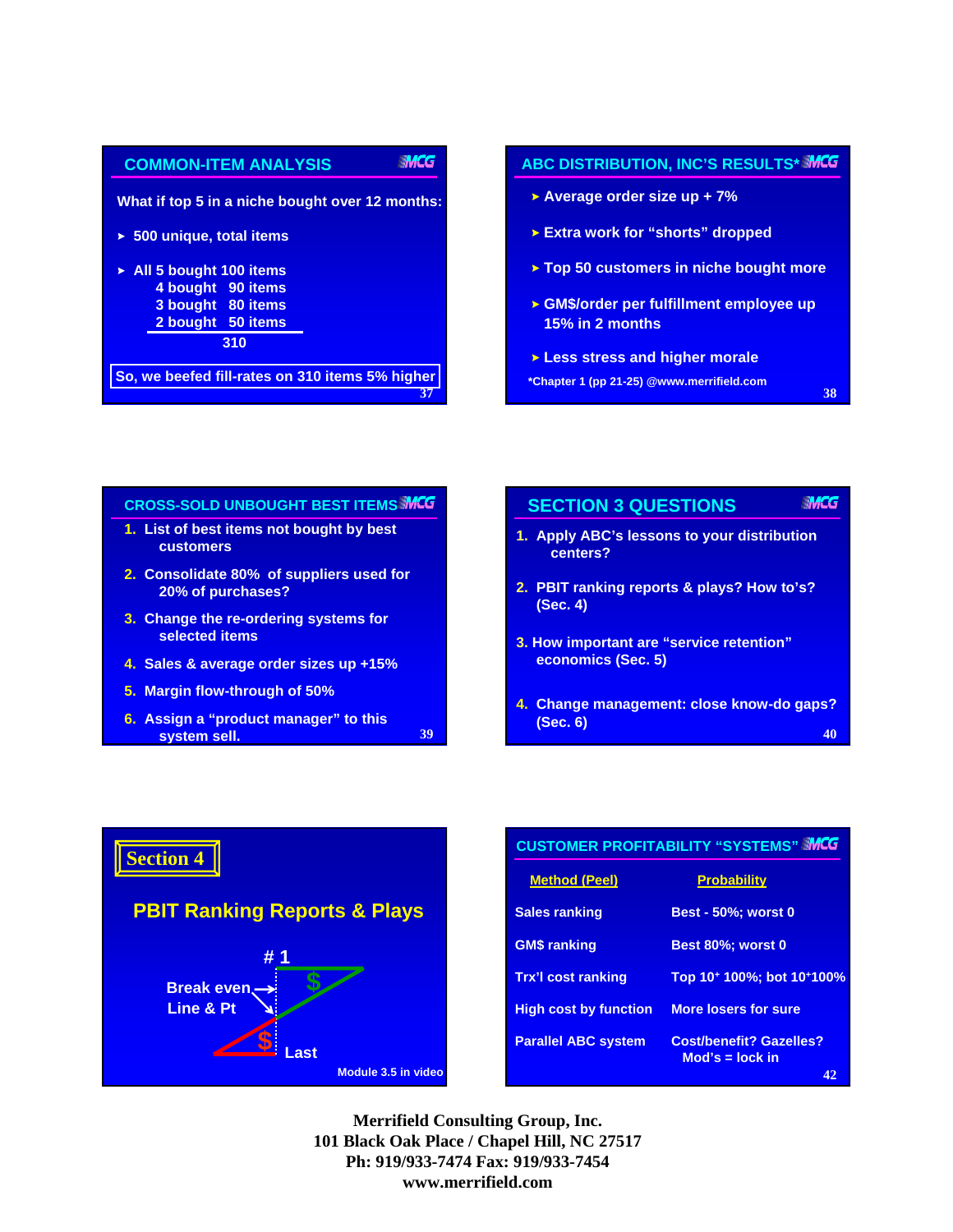## COMMON-ITEM ANALYSIS

What if top 5 in a niche bought over 12 months:

- 500 unique, total items
- All 5 bought 100 items
  4 bought 90 items
  3 bought 80 items
  2 bought 50 items
  310

So, we beefed fill-rates on 310 items 5% higher

## ABC DISTRIBUTION, INC'S RESULTS*

- Average order size up + 7%
- Extra work for "shorts" dropped
- Top 50 customers in niche bought more
- GM$/order per fulfillment employee up 15% in 2 months
- Less stress and higher morale

*Chapter 1 (pp 21-25) @www.merrifield.com

## CROSS-SOLD UNBOUGHT BEST ITEMS

1. List of best items not bought by best customers
2. Consolidate 80% of suppliers used for 20% of purchases?
3. Change the re-ordering systems for selected items
4. Sales & average order sizes up +15%
5. Margin flow-through of 50%
6. Assign a "product manager" to this system sell.

## SECTION 3 QUESTIONS

1. Apply ABC's lessons to your distribution centers?
2. PBIT ranking reports & plays? How to's? (Sec. 4)
3. How important are "service retention" economics (Sec. 5)
4. Change management: close know-do gaps? (Sec. 6)

## Section 4

### PBIT Ranking Reports & Plays

# 1

Break even Line & Pt

$

$

Last

Module 3.5 in video

## CUSTOMER PROFITABILITY "SYSTEMS"

| Method (Peel) | Probability |
|---|---|
| Sales ranking | Best - 50%; worst 0 |
| GM$ ranking | Best 80%; worst 0 |
| Trx'l cost ranking | Top 10+ 100%; bot 10+100% |
| High cost by function | More losers for sure |
| Parallel ABC system | Cost/benefit? Gazelles? Mod's = lock in |

**Merrifield Consulting Group, Inc.**
**101 Black Oak Place / Chapel Hill, NC 27517**
**Ph: 919/933-7474 Fax: 919/933-7454**
**www.merrifield.com**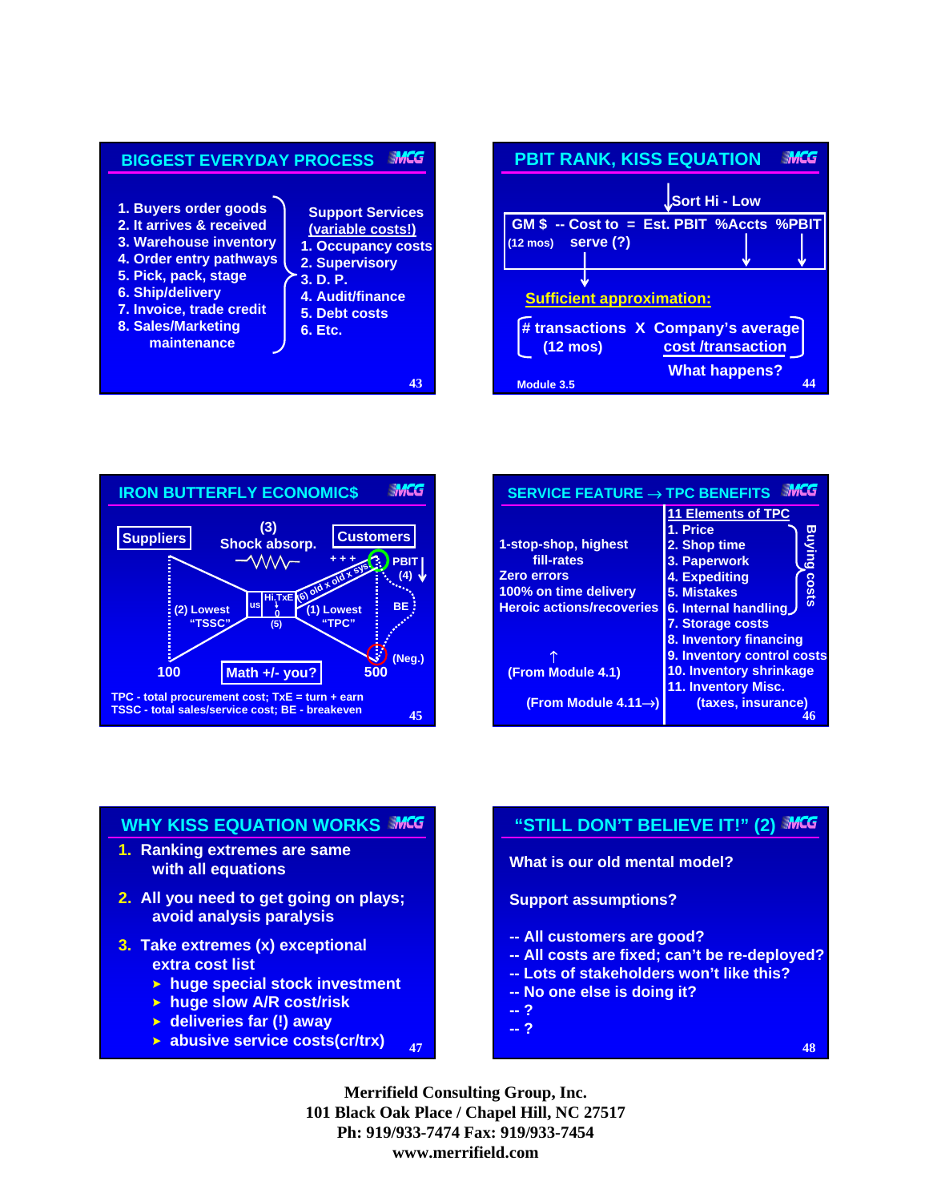## BIGGEST EVERYDAY PROCESS

1. Buyers order goods
2. It arrives & received
3. Warehouse inventory
4. Order entry pathways
5. Pick, pack, stage
6. Ship/delivery
7. Invoice, trade credit
8. Sales/Marketing maintenance

Support Services (variable costs!)

1. Occupancy costs
2. Supervisory
3. D. P.
4. Audit/finance
5. Debt costs
6. Etc.

## PBIT RANK, KISS EQUATION

Sort Hi - Low

GM $ (12 mos) -- Cost to serve (?) = Est. PBIT %Accts %PBIT

Sufficient approximation:

# transactions (12 mos) X Company's average cost /transaction

What happens?

Module 3.5

## IRON BUTTERFLY ECONOMIC$

Suppliers — (3) Shock absorp. — Customers

(2) Lowest "TSSC" — us — Hi.TxE (5) — (6) old x old x sys — (1) Lowest "TPC" — +++ PBIT (4) — BE — (Neg.)

100 — Math +/- you? — 500

TPC - total procurement cost; TxE = turn + earn
TSSC - total sales/service cost; BE - breakeven

## SERVICE FEATURE → TPC BENEFITS

1-stop-shop, highest fill-rates
Zero errors
100% on time delivery
Heroic actions/recoveries

(From Module 4.1)

(From Module 4.11→)

11 Elements of TPC

1. Price
2. Shop time
3. Paperwork
4. Expediting
5. Mistakes
6. Internal handling

(1–6: Buying costs)

7. Storage costs
8. Inventory financing
9. Inventory control costs
10. Inventory shrinkage
11. Inventory Misc. (taxes, insurance)

## WHY KISS EQUATION WORKS

1. Ranking extremes are same with all equations
2. All you need to get going on plays; avoid analysis paralysis
3. Take extremes (x) exceptional extra cost list
   - huge special stock investment
   - huge slow A/R cost/risk
   - deliveries far (!) away
   - abusive service costs(cr/trx)

## "STILL DON'T BELIEVE IT!" (2)

What is our old mental model?

Support assumptions?

-- All customers are good?
-- All costs are fixed; can't be re-deployed?
-- Lots of stakeholders won't like this?
-- No one else is doing it?
-- ?
-- ?

**Merrifield Consulting Group, Inc.**
**101 Black Oak Place / Chapel Hill, NC 27517**
**Ph: 919/933-7474 Fax: 919/933-7454**
**www.merrifield.com**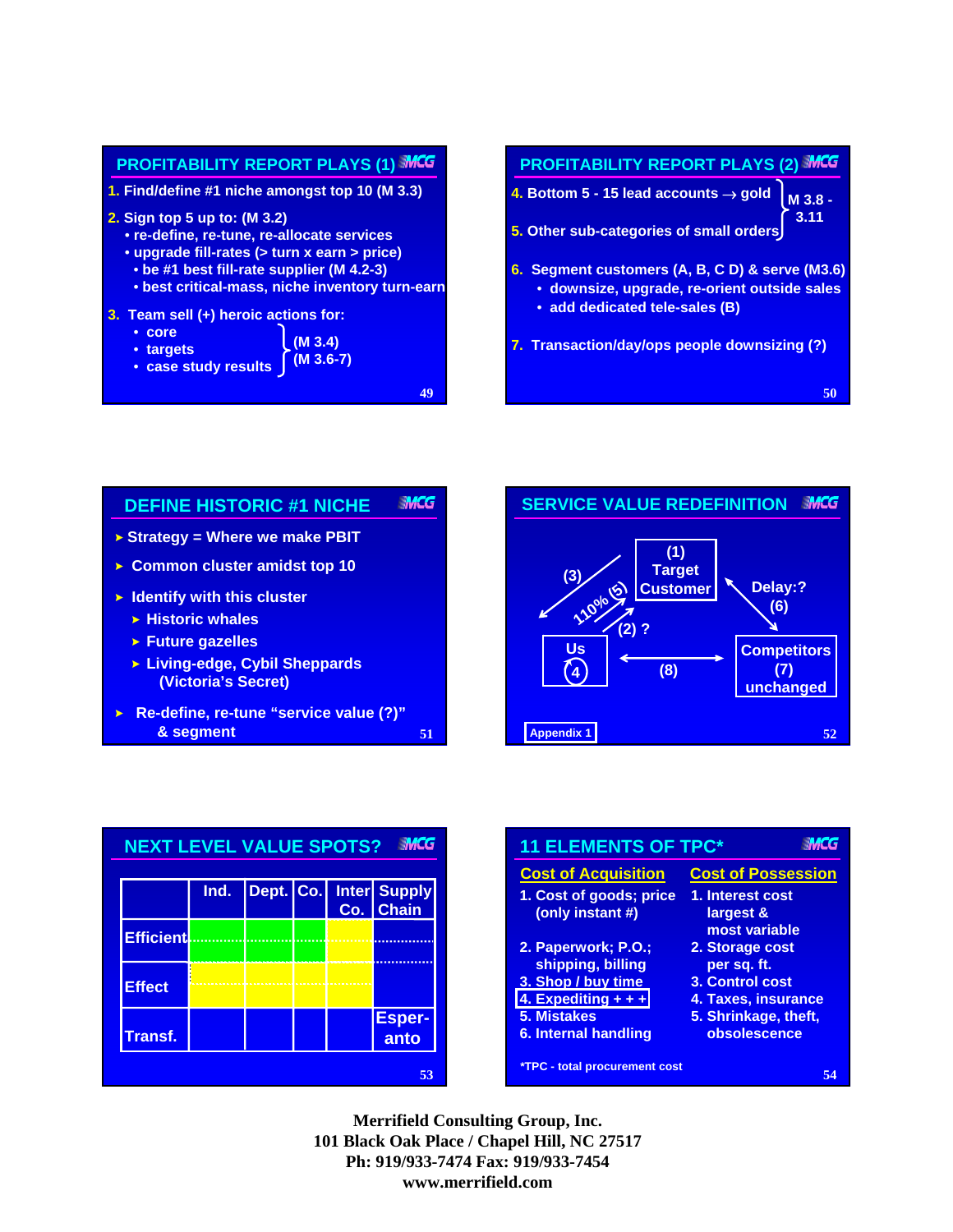## PROFITABILITY REPORT PLAYS (1)

1. Find/define #1 niche amongst top 10 (M 3.3)
2. Sign top 5 up to: (M 3.2)
   - re-define, re-tune, re-allocate services
   - upgrade fill-rates (> turn x earn > price)
     - be #1 best fill-rate supplier (M 4.2-3)
     - best critical-mass, niche inventory turn-earn
3. Team sell (+) heroic actions for:
   - core
   - targets
   - case study results

   } (M 3.4) (M 3.6-7)

## PROFITABILITY REPORT PLAYS (2)

4. Bottom 5 - 15 lead accounts → gold
5. Other sub-categories of small orders

   } M 3.8 - 3.11

6. Segment customers (A, B, C D) & serve (M3.6)
   - downsize, upgrade, re-orient outside sales
   - add dedicated tele-sales (B)
7. Transaction/day/ops people downsizing (?)

## DEFINE HISTORIC #1 NICHE

- Strategy = Where we make PBIT
- Common cluster amidst top 10
- Identify with this cluster
  - Historic whales
  - Future gazelles
  - Living-edge, Cybil Sheppards (Victoria's Secret)
- Re-define, re-tune "service value (?)" & segment

## SERVICE VALUE REDEFINITION

(1) Target Customer

(3) 110% (5)

(2) ?

Delay:? (6)

Us (4)

(8)

Competitors (7) unchanged

Appendix 1

## NEXT LEVEL VALUE SPOTS?

| | Ind. | Dept. | Co. | Inter Co. | Supply Chain |
|---|---|---|---|---|---|
| Efficient | | | | | |
| Effect | | | | | |
| Transf. | | | | | Esper-anto |

## 11 ELEMENTS OF TPC*

**Cost of Acquisition**

1. Cost of goods; price (only instant #)
2. Paperwork; P.O.; shipping, billing
3. Shop / buy time
4. Expediting + + +
5. Mistakes
6. Internal handling

**Cost of Possession**

1. Interest cost largest & most variable
2. Storage cost per sq. ft.
3. Control cost
4. Taxes, insurance
5. Shrinkage, theft, obsolescence

*TPC - total procurement cost

**Merrifield Consulting Group, Inc.**
**101 Black Oak Place / Chapel Hill, NC 27517**
**Ph: 919/933-7474 Fax: 919/933-7454**
**www.merrifield.com**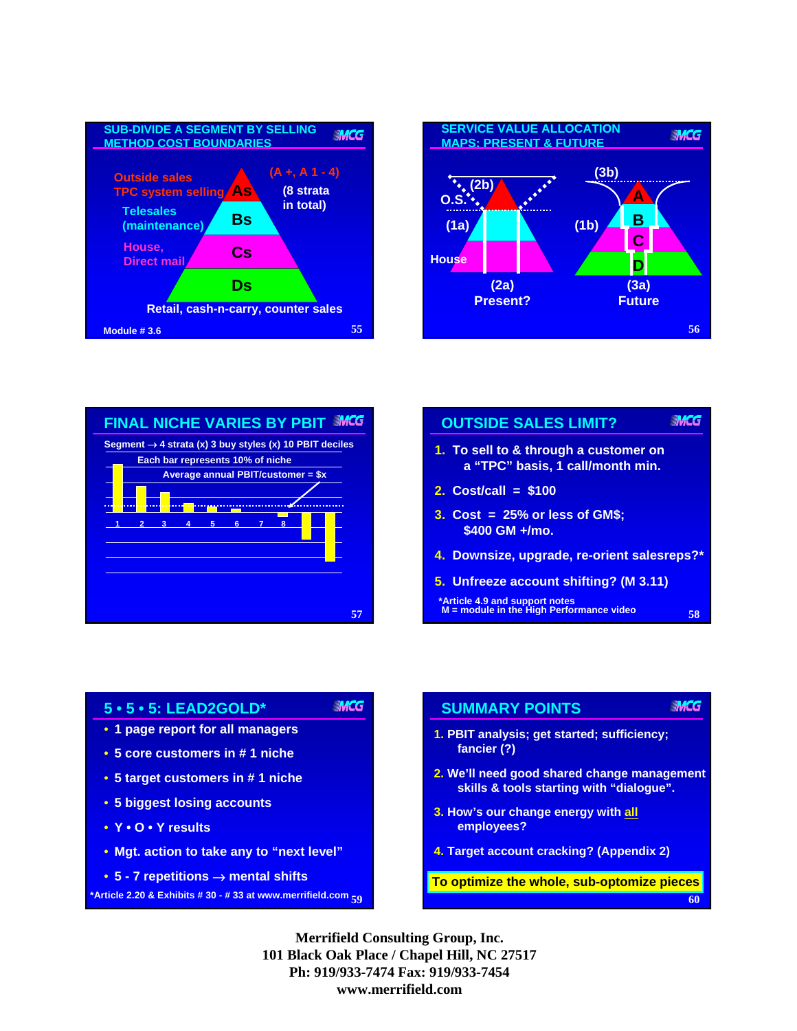## SUB-DIVIDE A SEGMENT BY SELLING METHOD COST BOUNDARIES

- Outside sales, TPC system selling — **As**
- Telesales (maintenance) — **Bs**
- House, Direct mail — **Cs**
- Retail, cash-n-carry, counter sales — **Ds**

(A +, A 1 - 4)
(8 strata in total)

Module # 3.6

## SERVICE VALUE ALLOCATION MAPS: PRESENT & FUTURE

- O.S. (2b)
- (1a)
- House
- (2a) Present?
- (3b)
- (1b)
- A, B, C, D
- (3a) Future

## FINAL NICHE VARIES BY PBIT

Segment → 4 strata (x) 3 buy styles (x) 10 PBIT deciles

Each bar represents 10% of niche

Average annual PBIT/customer = $x

1 2 3 4 5 6 7 8

## OUTSIDE SALES LIMIT?

1. To sell to & through a customer on a "TPC" basis, 1 call/month min.
2. Cost/call = $100
3. Cost = 25% or less of GM$; $400 GM +/mo.
4. Downsize, upgrade, re-orient salesreps?*
5. Unfreeze account shifting? (M 3.11)

*Article 4.9 and support notes
M = module in the High Performance video

## 5 • 5 • 5: LEAD2GOLD*

- 1 page report for all managers
- 5 core customers in # 1 niche
- 5 target customers in # 1 niche
- 5 biggest losing accounts
- Y • O • Y results
- Mgt. action to take any to "next level"
- 5 - 7 repetitions → mental shifts

*Article 2.20 & Exhibits # 30 - # 33 at www.merrifield.com

## SUMMARY POINTS

1. PBIT analysis; get started; sufficiency; fancier (?)
2. We'll need good shared change management skills & tools starting with "dialogue".
3. How's our change energy with all employees?
4. Target account cracking? (Appendix 2)

**To optimize the whole, sub-optomize pieces**

**Merrifield Consulting Group, Inc.**
**101 Black Oak Place / Chapel Hill, NC 27517**
**Ph: 919/933-7474 Fax: 919/933-7454**
**www.merrifield.com**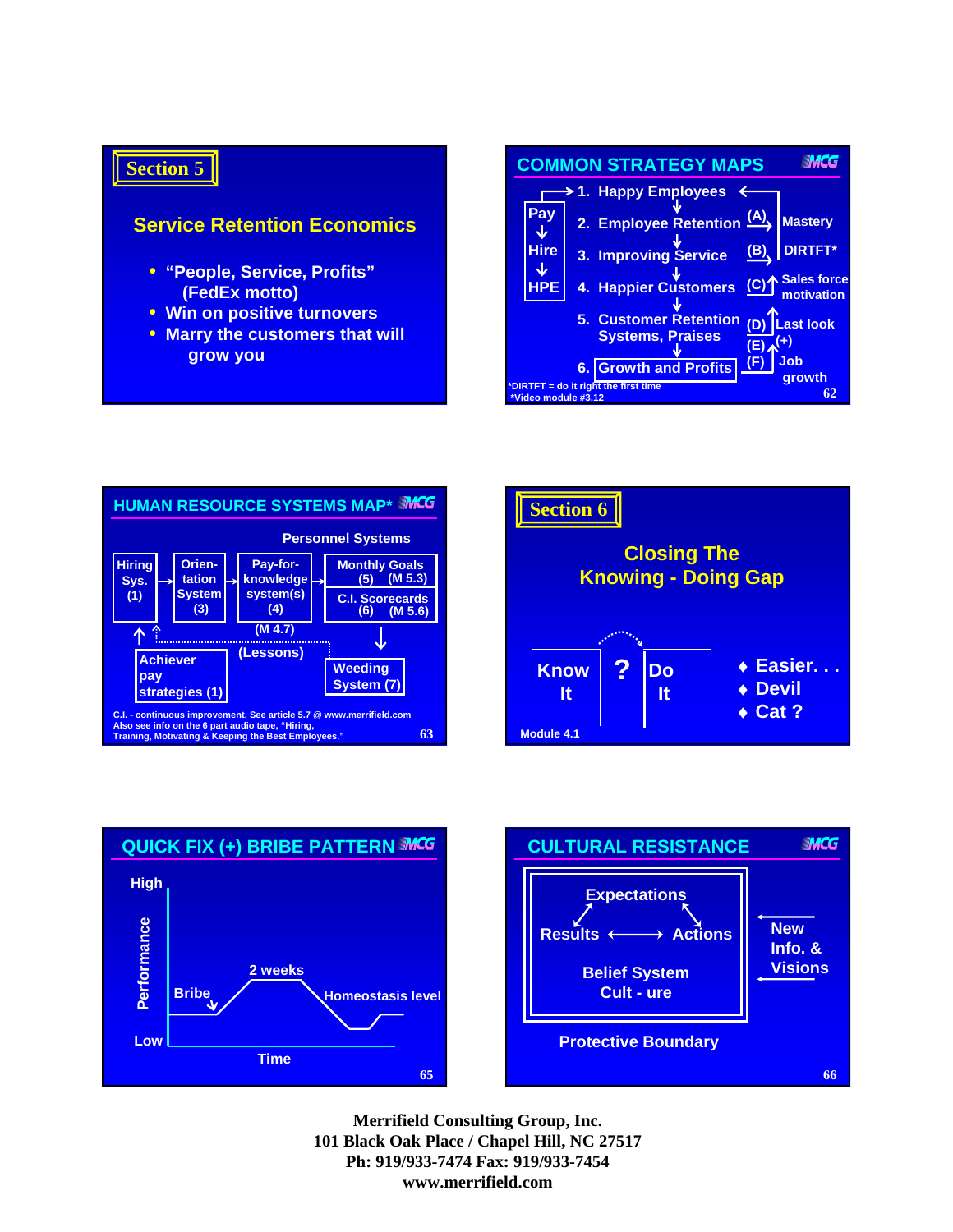## Section 5

### Service Retention Economics

- "People, Service, Profits" (FedEx motto)
- Win on positive turnovers
- Marry the customers that will grow you

---

### COMMON STRATEGY MAPS

Pay → Hire → HPE

1. Happy Employees
2. Employee Retention — (A) Mastery
3. Improving Service — (B) DIRTFT*
4. Happier Customers — (C) Sales force motivation
5. Customer Retention Systems, Praises — (D) Last look; (E) (+)
6. Growth and Profits — (F) Job growth

*DIRTFT = do it right the first time
*Video module #3.12

---

### HUMAN RESOURCE SYSTEMS MAP*

Personnel Systems

Hiring Sys. (1) → Orientation System (3) → Pay-for-knowledge system(s) (4) (M 4.7) → Monthly Goals (5) (M 5.3) / C.I. Scorecards (6) (M 5.6)

Achiever pay strategies (1)

(Lessons)

Weeding System (7)

C.I. - continuous improvement. See article 5.7 @ www.merrifield.com
Also see info on the 6 part audio tape, "Hiring, Training, Motivating & Keeping the Best Employees."

---

## Section 6

### Closing The Knowing - Doing Gap

Know It ? Do It

- Easier. . .
- Devil
- Cat ?

Module 4.1

---

### QUICK FIX (+) BRIBE PATTERN

Performance (High / Low) vs. Time

Bribe — 2 weeks — Homeostasis level

---

### CULTURAL RESISTANCE

Expectations

Results ⟷ Actions

Belief System
Cult - ure

New Info. & Visions

Protective Boundary

---

**Merrifield Consulting Group, Inc.**
**101 Black Oak Place / Chapel Hill, NC 27517**
**Ph: 919/933-7474 Fax: 919/933-7454**
**www.merrifield.com**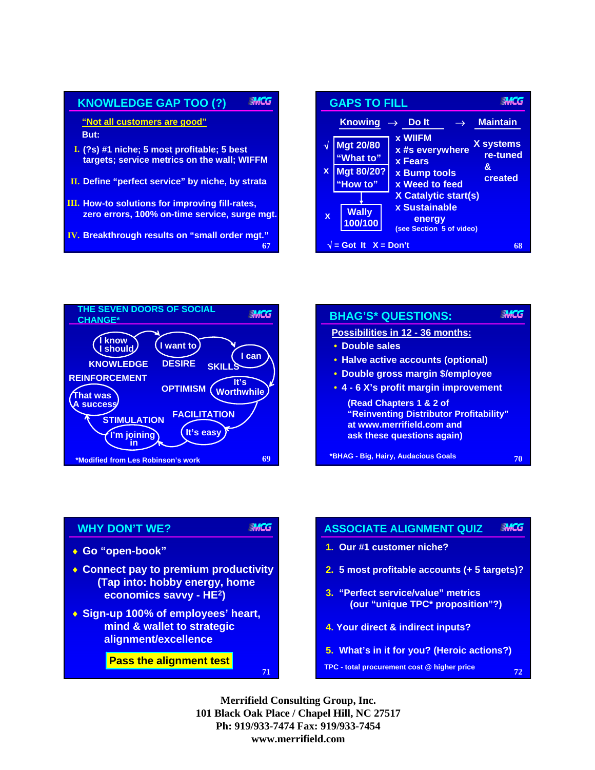## KNOWLEDGE GAP TOO (?)

"Not all customers are good"

But:

I. (?s) #1 niche; 5 most profitable; 5 best targets; service metrics on the wall; WIFFM

II. Define "perfect service" by niche, by strata

III. How-to solutions for improving fill-rates, zero errors, 100% on-time service, surge mgt.

IV. Breakthrough results on "small order mgt."

## GAPS TO FILL

| | Knowing → | Do It → | Maintain |
|---|---|---|---|
| √ | Mgt 20/80 "What to" | x WIIFM<br>x #s everywhere<br>x Fears | X systems re-tuned & created |
| x | Mgt 80/20? "How to" | x Bump tools<br>x Weed to feed<br>X Catalytic start(s) | |
| x | Wally 100/100 | x Sustainable energy<br>(see Section 5 of video) | |

√ = Got It X = Don't

## THE SEVEN DOORS OF SOCIAL CHANGE*

- KNOWLEDGE — I know I should
- DESIRE — I want to
- SKILLS — I can
- OPTIMISM — It's Worthwhile
- FACILITATION — It's easy
- STIMULATION — I'm joining in
- REINFORCEMENT — That was A success

*Modified from Les Robinson's work

## BHAG'S* QUESTIONS:

Possibilities in 12 - 36 months:

- Double sales
- Halve active accounts (optional)
- Double gross margin $/employee
- 4 - 6 X's profit margin improvement

(Read Chapters 1 & 2 of "Reinventing Distributor Profitability" at www.merrifield.com and ask these questions again)

*BHAG - Big, Hairy, Audacious Goals

## WHY DON'T WE?

- Go "open-book"
- Connect pay to premium productivity (Tap into: hobby energy, home economics savvy - HE$^2$)
- Sign-up 100% of employees' heart, mind & wallet to strategic alignment/excellence

**Pass the alignment test**

## ASSOCIATE ALIGNMENT QUIZ

1. Our #1 customer niche?
2. 5 most profitable accounts (+ 5 targets)?
3. "Perfect service/value" metrics (our "unique TPC* proposition"?)
4. Your direct & indirect inputs?
5. What's in it for you? (Heroic actions?)

TPC - total procurement cost @ higher price

**Merrifield Consulting Group, Inc.**
**101 Black Oak Place / Chapel Hill, NC 27517**
**Ph: 919/933-7474 Fax: 919/933-7454**
**www.merrifield.com**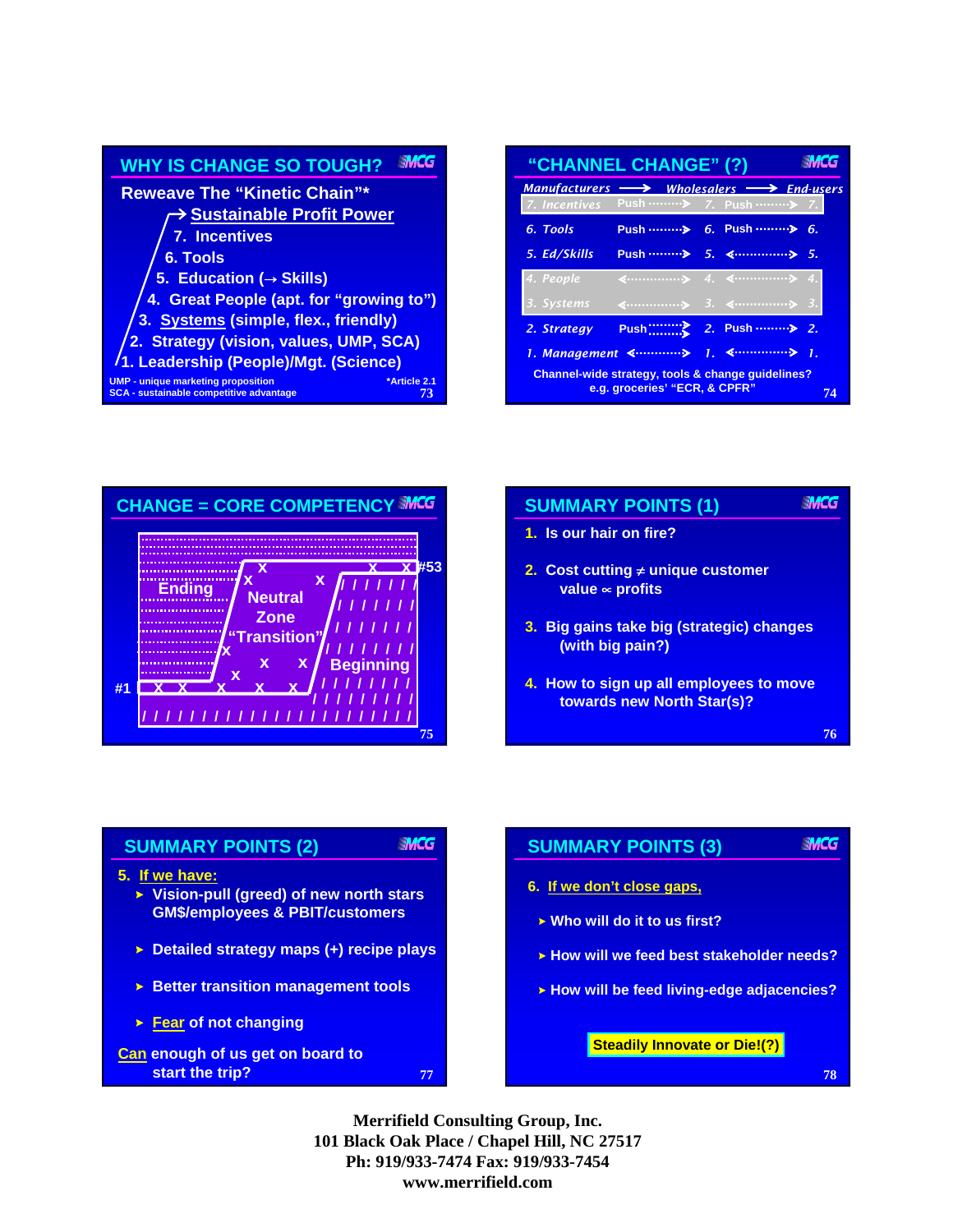## WHY IS CHANGE SO TOUGH?

Reweave The "Kinetic Chain"*

→ Sustainable Profit Power

7. Incentives
6. Tools
5. Education (→ Skills)
4. Great People (apt. for "growing to")
3. Systems (simple, flex., friendly)
2. Strategy (vision, values, UMP, SCA)
1. Leadership (People)/Mgt. (Science)

UMP - unique marketing proposition
SCA - sustainable competitive advantage

*Article 2.1

## "CHANNEL CHANGE" (?)

| Manufacturers → | | Wholesalers → | | End-users |
|---|---|---|---|---|
| 7. Incentives | Push ·······> | 7. | Push ·······> | 7. |
| 6. Tools | Push ·······> | 6. | Push ·······> | 6. |
| 5. Ed/Skills | Push ·······> | 5. | <·············> | 5. |
| 4. People | <·············> | 4. | <·············> | 4. |
| 3. Systems | <·············> | 3. | <·············> | 3. |
| 2. Strategy | Push ·······> | 2. | Push ·······> | 2. |
| 1. Management | <···········> | 1. | <·············> | 1. |

Channel-wide strategy, tools & change guidelines?
e.g. groceries' "ECR, & CPFR"

## CHANGE = CORE COMPETENCY

Ending — Neutral Zone "Transition" — Beginning

#1 … #53

## SUMMARY POINTS (1)

1. Is our hair on fire?
2. Cost cutting ≠ unique customer value ∝ profits
3. Big gains take big (strategic) changes (with big pain?)
4. How to sign up all employees to move towards new North Star(s)?

## SUMMARY POINTS (2)

5. If we have:
   - Vision-pull (greed) of new north stars GM$/employees & PBIT/customers
   - Detailed strategy maps (+) recipe plays
   - Better transition management tools
   - Fear of not changing

Can enough of us get on board to start the trip?

## SUMMARY POINTS (3)

6. If we don't close gaps,
   - Who will do it to us first?
   - How will we feed best stakeholder needs?
   - How will be feed living-edge adjacencies?

**Steadily Innovate or Die!(?)**

**Merrifield Consulting Group, Inc.**
**101 Black Oak Place / Chapel Hill, NC 27517**
**Ph: 919/933-7474 Fax: 919/933-7454**
**www.merrifield.com**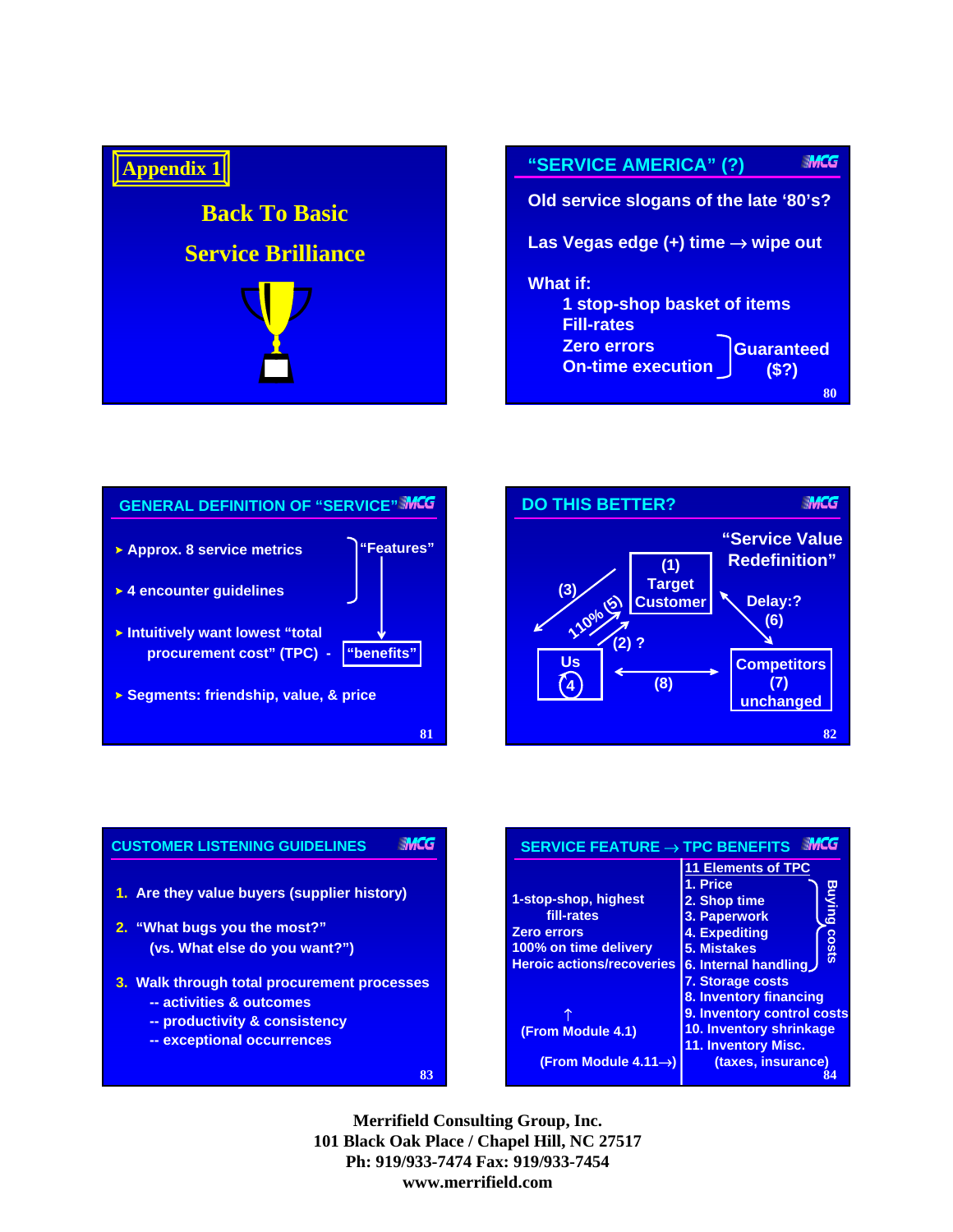## Appendix 1

### Back To Basic Service Brilliance

---

## "SERVICE AMERICA" (?)

Old service slogans of the late '80's?

Las Vegas edge (+) time → wipe out

What if:

- 1 stop-shop basket of items
- Fill-rates
- Zero errors
- On-time execution

Guaranteed ($?)

---

## GENERAL DEFINITION OF "SERVICE"

- Approx. 8 service metrics
- 4 encounter guidelines

"Features" → "benefits"

- Intuitively want lowest "total procurement cost" (TPC) - "benefits"
- Segments: friendship, value, & price

---

## DO THIS BETTER?

"Service Value Redefinition"

- (1) Target Customer
- (2) ?
- (3)
- Us (4)
- 110% (5)
- Delay:? (6)
- Competitors (7) unchanged
- (8)

---

## CUSTOMER LISTENING GUIDELINES

1. Are they value buyers (supplier history)
2. "What bugs you the most?" (vs. What else do you want?")
3. Walk through total procurement processes
   - -- activities & outcomes
   - -- productivity & consistency
   - -- exceptional occurrences

---

## SERVICE FEATURE → TPC BENEFITS

1-stop-shop, highest fill-rates
Zero errors
100% on time delivery
Heroic actions/recoveries

↑
(From Module 4.1)

(From Module 4.11→)

**11 Elements of TPC**

1. Price
2. Shop time
3. Paperwork
4. Expediting
5. Mistakes
6. Internal handling
7. Storage costs
8. Inventory financing
9. Inventory control costs
10. Inventory shrinkage
11. Inventory Misc. (taxes, insurance)

(Items 1–6: Buying costs)

---

Merrifield Consulting Group, Inc.
101 Black Oak Place / Chapel Hill, NC 27517
Ph: 919/933-7474 Fax: 919/933-7454
www.merrifield.com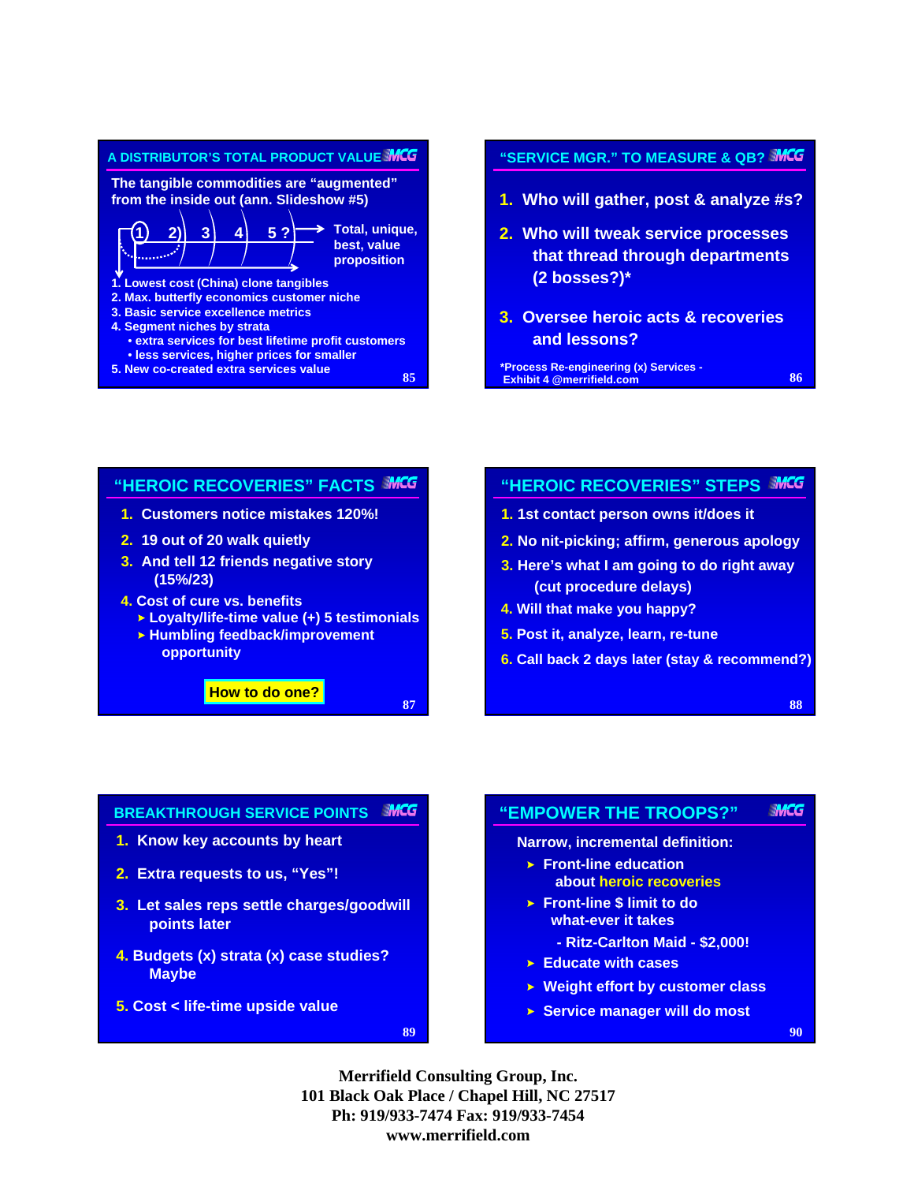## A DISTRIBUTOR'S TOTAL PRODUCT VALUE

The tangible commodities are "augmented" from the inside out (ann. Slideshow #5)

1) 2) 3) 4) 5 ? → Total, unique, best, value proposition

1. Lowest cost (China) clone tangibles
2. Max. butterfly economics customer niche
3. Basic service excellence metrics
4. Segment niches by strata
   - extra services for best lifetime profit customers
   - less services, higher prices for smaller
5. New co-created extra services value

## "SERVICE MGR." TO MEASURE & QB?

1. Who will gather, post & analyze #s?
2. Who will tweak service processes that thread through departments (2 bosses?)*
3. Oversee heroic acts & recoveries and lessons?

*Process Re-engineering (x) Services - Exhibit 4 @merrifield.com

## "HEROIC RECOVERIES" FACTS

1. Customers notice mistakes 120%!
2. 19 out of 20 walk quietly
3. And tell 12 friends negative story (15%/23)
4. Cost of cure vs. benefits
   - Loyalty/life-time value (+) 5 testimonials
   - Humbling feedback/improvement opportunity

**How to do one?**

## "HEROIC RECOVERIES" STEPS

1. 1st contact person owns it/does it
2. No nit-picking; affirm, generous apology
3. Here's what I am going to do right away (cut procedure delays)
4. Will that make you happy?
5. Post it, analyze, learn, re-tune
6. Call back 2 days later (stay & recommend?)

## BREAKTHROUGH SERVICE POINTS

1. Know key accounts by heart
2. Extra requests to us, "Yes"!
3. Let sales reps settle charges/goodwill points later
4. Budgets (x) strata (x) case studies? Maybe
5. Cost < life-time upside value

## "EMPOWER THE TROOPS?"

Narrow, incremental definition:

- Front-line education about heroic recoveries
- Front-line $ limit to do what-ever it takes
  - Ritz-Carlton Maid - $2,000!
- Educate with cases
- Weight effort by customer class
- Service manager will do most

**Merrifield Consulting Group, Inc.**
**101 Black Oak Place / Chapel Hill, NC 27517**
**Ph: 919/933-7474 Fax: 919/933-7454**
**www.merrifield.com**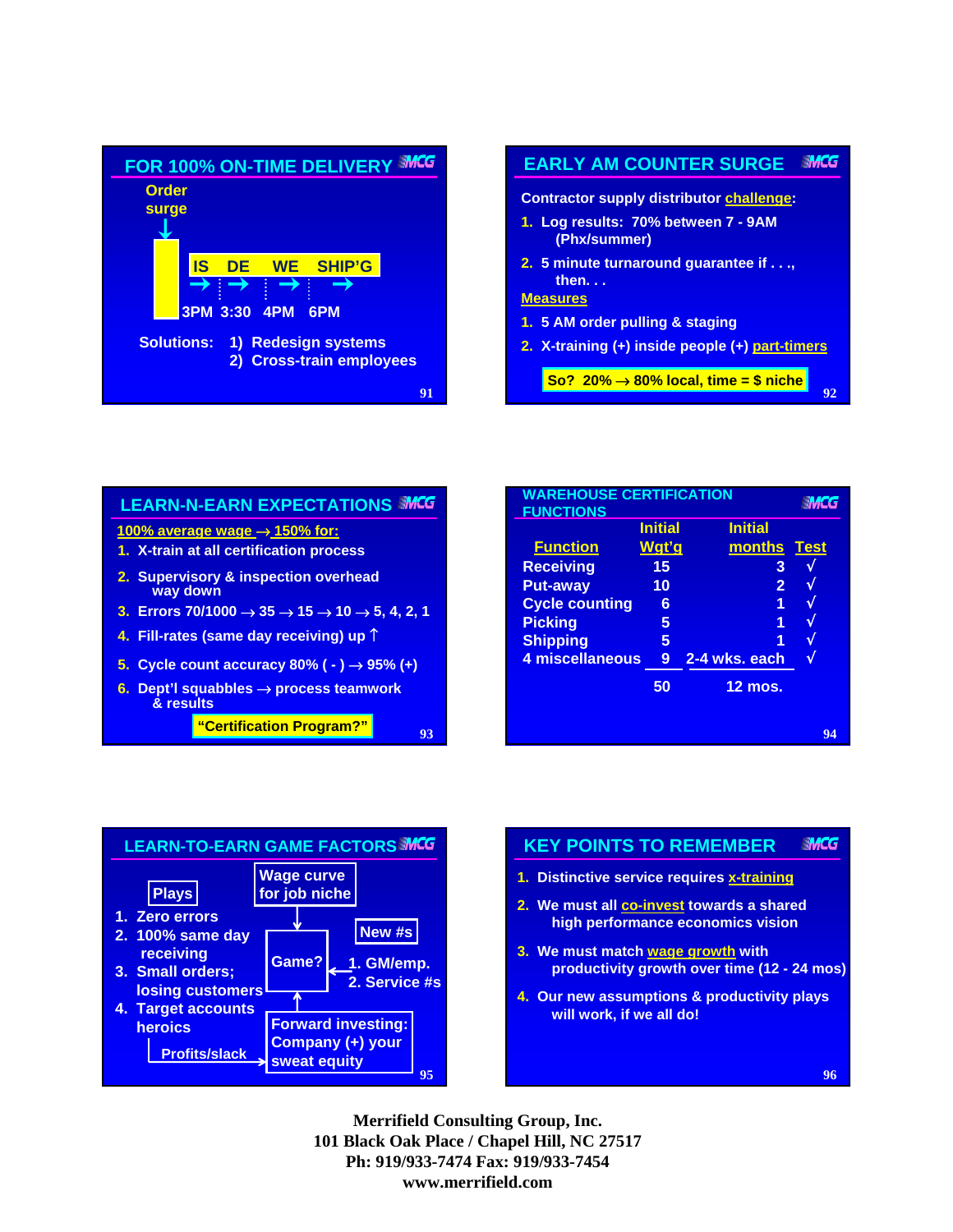## FOR 100% ON-TIME DELIVERY

Order surge

IS DE WE SHIP'G

3PM 3:30 4PM 6PM

Solutions: 1) Redesign systems
2) Cross-train employees

## EARLY AM COUNTER SURGE

Contractor supply distributor challenge:

1. Log results: 70% between 7 - 9AM (Phx/summer)
2. 5 minute turnaround guarantee if . . ., then. . .

Measures

1. 5 AM order pulling & staging
2. X-training (+) inside people (+) part-timers

So? 20% → 80% local, time = $ niche

## LEARN-N-EARN EXPECTATIONS

100% average wage → 150% for:

1. X-train at all certification process
2. Supervisory & inspection overhead way down
3. Errors 70/1000 → 35 → 15 → 10 → 5, 4, 2, 1
4. Fill-rates (same day receiving) up ↑
5. Cycle count accuracy 80% ( - ) → 95% (+)
6. Dept'l squabbles → process teamwork & results

"Certification Program?"

## WAREHOUSE CERTIFICATION FUNCTIONS

| Function | Initial Wgt'g | Initial months | Test |
|---|---|---|---|
| Receiving | 15 | 3 | √ |
| Put-away | 10 | 2 | √ |
| Cycle counting | 6 | 1 | √ |
| Picking | 5 | 1 | √ |
| Shipping | 5 | 1 | √ |
| 4 miscellaneous | 9 | 2-4 wks. each | √ |
| | 50 | 12 mos. | |

## LEARN-TO-EARN GAME FACTORS

Plays

1. Zero errors
2. 100% same day receiving
3. Small orders; losing customers
4. Target accounts heroics

Profits/slack

Wage curve for job niche

Game?

New #s

1. GM/emp.
2. Service #s

Forward investing: Company (+) your sweat equity

## KEY POINTS TO REMEMBER

1. Distinctive service requires x-training
2. We must all co-invest towards a shared high performance economics vision
3. We must match wage growth with productivity growth over time (12 - 24 mos)
4. Our new assumptions & productivity plays will work, if we all do!

**Merrifield Consulting Group, Inc.**
**101 Black Oak Place / Chapel Hill, NC 27517**
**Ph: 919/933-7474 Fax: 919/933-7454**
**www.merrifield.com**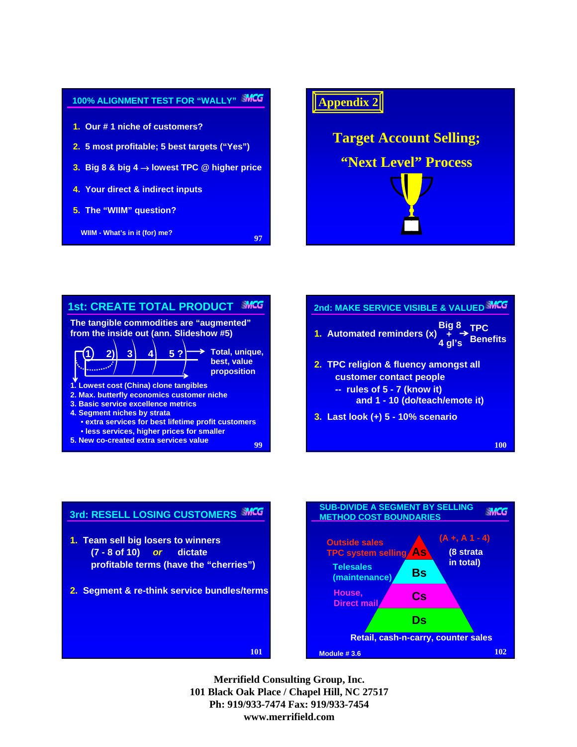## 100% ALIGNMENT TEST FOR "WALLY"

1. Our # 1 niche of customers?
2. 5 most profitable; 5 best targets ("Yes")
3. Big 8 & big 4 → lowest TPC @ higher price
4. Your direct & indirect inputs
5. The "WIIM" question?

WIIM - What's in it (for) me?

## Appendix 2

**Target Account Selling; "Next Level" Process**

## 1st: CREATE TOTAL PRODUCT

The tangible commodities are "augmented" from the inside out (ann. Slideshow #5)

1) 2) 3) 4) 5 ? → Total, unique, best, value proposition

1. Lowest cost (China) clone tangibles
2. Max. butterfly economics customer niche
3. Basic service excellence metrics
4. Segment niches by strata
   - extra services for best lifetime profit customers
   - less services, higher prices for smaller
5. New co-created extra services value

## 2nd: MAKE SERVICE VISIBLE & VALUED

1. Automated reminders (x) Big 8 + 4 gl's → TPC Benefits
2. TPC religion & fluency amongst all customer contact people
   -- rules of 5 - 7 (know it) and 1 - 10 (do/teach/emote it)
3. Last look (+) 5 - 10% scenario

## 3rd: RESELL LOSING CUSTOMERS

1. Team sell big losers to winners (7 - 8 of 10) *or* dictate profitable terms (have the "cherries")
2. Segment & re-think service bundles/terms

## SUB-DIVIDE A SEGMENT BY SELLING METHOD COST BOUNDARIES

- **As** — Outside sales, TPC system selling (A +, A 1 - 4)
- **Bs** — Telesales (maintenance)
- **Cs** — House, Direct mail
- **Ds** — Retail, cash-n-carry, counter sales

(8 strata in total)

Module # 3.6

**Merrifield Consulting Group, Inc.**
**101 Black Oak Place / Chapel Hill, NC 27517**
**Ph: 919/933-7474 Fax: 919/933-7454**
**www.merrifield.com**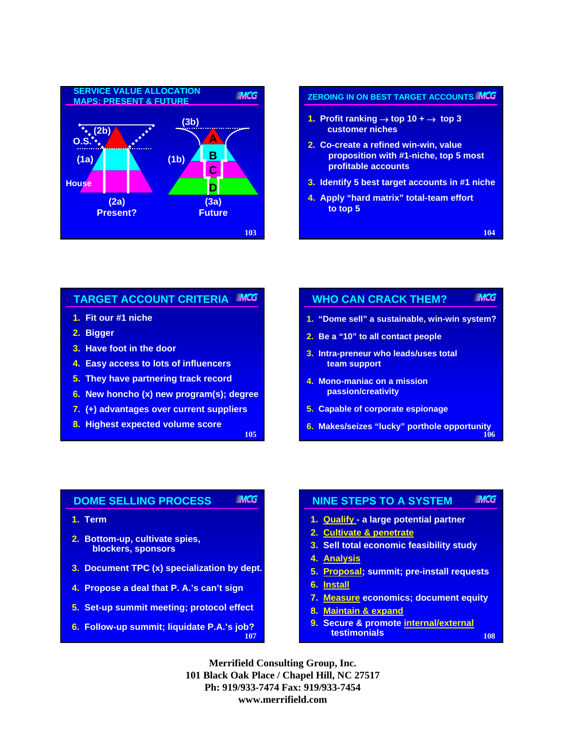## SERVICE VALUE ALLOCATION MAPS: PRESENT & FUTURE

(2b)
O.S.
(1a)
House
(2a)
Present?

(3b)
A
(1b)
B
C
D
(3a)
Future

## ZEROING IN ON BEST TARGET ACCOUNTS

1. Profit ranking → top 10 + → top 3 customer niches
2. Co-create a refined win-win, value proposition with #1-niche, top 5 most profitable accounts
3. Identify 5 best target accounts in #1 niche
4. Apply "hard matrix" total-team effort to top 5

## TARGET ACCOUNT CRITERIA

1. Fit our #1 niche
2. Bigger
3. Have foot in the door
4. Easy access to lots of influencers
5. They have partnering track record
6. New honcho (x) new program(s); degree
7. (+) advantages over current suppliers
8. Highest expected volume score

## WHO CAN CRACK THEM?

1. "Dome sell" a sustainable, win-win system?
2. Be a "10" to all contact people
3. Intra-preneur who leads/uses total team support
4. Mono-maniac on a mission passion/creativity
5. Capable of corporate espionage
6. Makes/seizes "lucky" porthole opportunity

## DOME SELLING PROCESS

1. Term
2. Bottom-up, cultivate spies, blockers, sponsors
3. Document TPC (x) specialization by dept.
4. Propose a deal that P. A.'s can't sign
5. Set-up summit meeting; protocol effect
6. Follow-up summit; liquidate P.A.'s job?

## NINE STEPS TO A SYSTEM

1. Qualify - a large potential partner
2. Cultivate & penetrate
3. Sell total economic feasibility study
4. Analysis
5. Proposal; summit; pre-install requests
6. Install
7. Measure economics; document equity
8. Maintain & expand
9. Secure & promote internal/external testimonials

**Merrifield Consulting Group, Inc.**
**101 Black Oak Place / Chapel Hill, NC 27517**
**Ph: 919/933-7474 Fax: 919/933-7454**
**www.merrifield.com**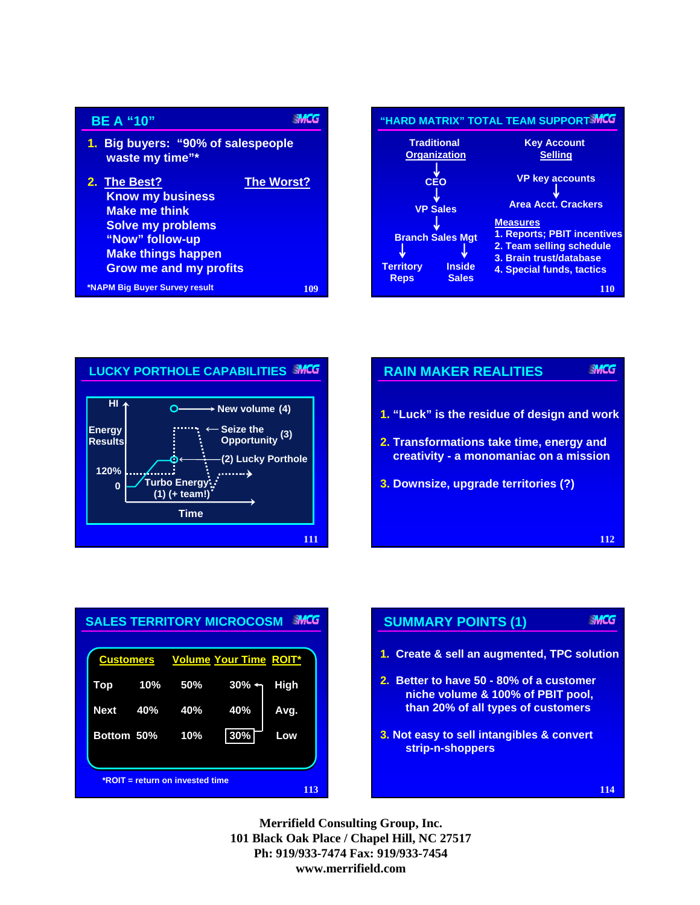## BE A "10"

1. Big buyers: "90% of salespeople waste my time"*
2. The Best? / The Worst?
   - Know my business
   - Make me think
   - Solve my problems
   - "Now" follow-up
   - Make things happen
   - Grow me and my profits

*NAPM Big Buyer Survey result

## "HARD MATRIX" TOTAL TEAM SUPPORT

**Traditional Organization**

CEO → VP Sales → Branch Sales Mgt → Territory Reps / Inside Sales

**Key Account Selling**

VP key accounts → Area Acct. Crackers

**Measures**

1. Reports; PBIT incentives
2. Team selling schedule
3. Brain trust/database
4. Special funds, tactics

## LUCKY PORTHOLE CAPABILITIES

- HI
- Energy Results
- 120%
- 0
- Time
- New volume (4)
- Seize the Opportunity (3)
- (2) Lucky Porthole
- Turbo Energy (1) (+ team!)

## RAIN MAKER REALITIES

1. "Luck" is the residue of design and work
2. Transformations take time, energy and creativity - a monomaniac on a mission
3. Downsize, upgrade territories (?)

## SALES TERRITORY MICROCOSM

| Customers | | Volume | Your Time | ROIT* |
|---|---|---|---|---|
| Top | 10% | 50% | 30% | High |
| Next | 40% | 40% | 40% | Avg. |
| Bottom | 50% | 10% | 30% | Low |

*ROIT = return on invested time

## SUMMARY POINTS (1)

1. Create & sell an augmented, TPC solution
2. Better to have 50 - 80% of a customer niche volume & 100% of PBIT pool, than 20% of all types of customers
3. Not easy to sell intangibles & convert strip-n-shoppers

**Merrifield Consulting Group, Inc.**
**101 Black Oak Place / Chapel Hill, NC 27517**
**Ph: 919/933-7474 Fax: 919/933-7454**
**www.merrifield.com**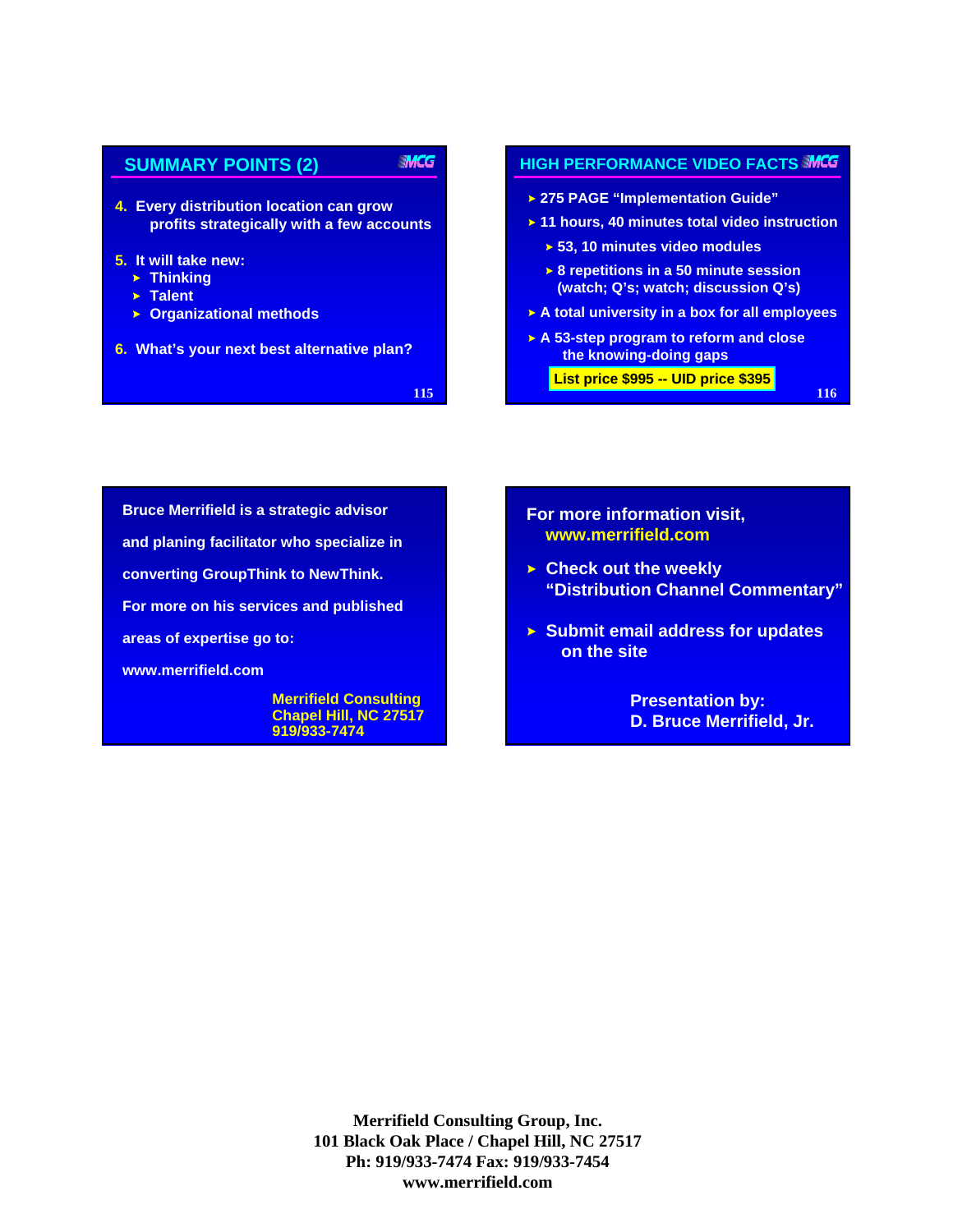## SUMMARY POINTS (2)

4. Every distribution location can grow profits strategically with a few accounts

5. It will take new:
   - Thinking
   - Talent
   - Organizational methods

6. What's your next best alternative plan?

## HIGH PERFORMANCE VIDEO FACTS

- 275 PAGE "Implementation Guide"
- 11 hours, 40 minutes total video instruction
  - 53, 10 minutes video modules
  - 8 repetitions in a 50 minute session (watch; Q's; watch; discussion Q's)
- A total university in a box for all employees
- A 53-step program to reform and close the knowing-doing gaps

**List price $995 -- UID price $395**

Bruce Merrifield is a strategic advisor and planing facilitator who specialize in converting GroupThink to NewThink. For more on his services and published areas of expertise go to:

www.merrifield.com

Merrifield Consulting
Chapel Hill, NC 27517
919/933-7474

For more information visit,
www.merrifield.com

- Check out the weekly "Distribution Channel Commentary"
- Submit email address for updates on the site

Presentation by:
D. Bruce Merrifield, Jr.

**Merrifield Consulting Group, Inc.**
**101 Black Oak Place / Chapel Hill, NC 27517**
**Ph: 919/933-7474 Fax: 919/933-7454**
**www.merrifield.com**